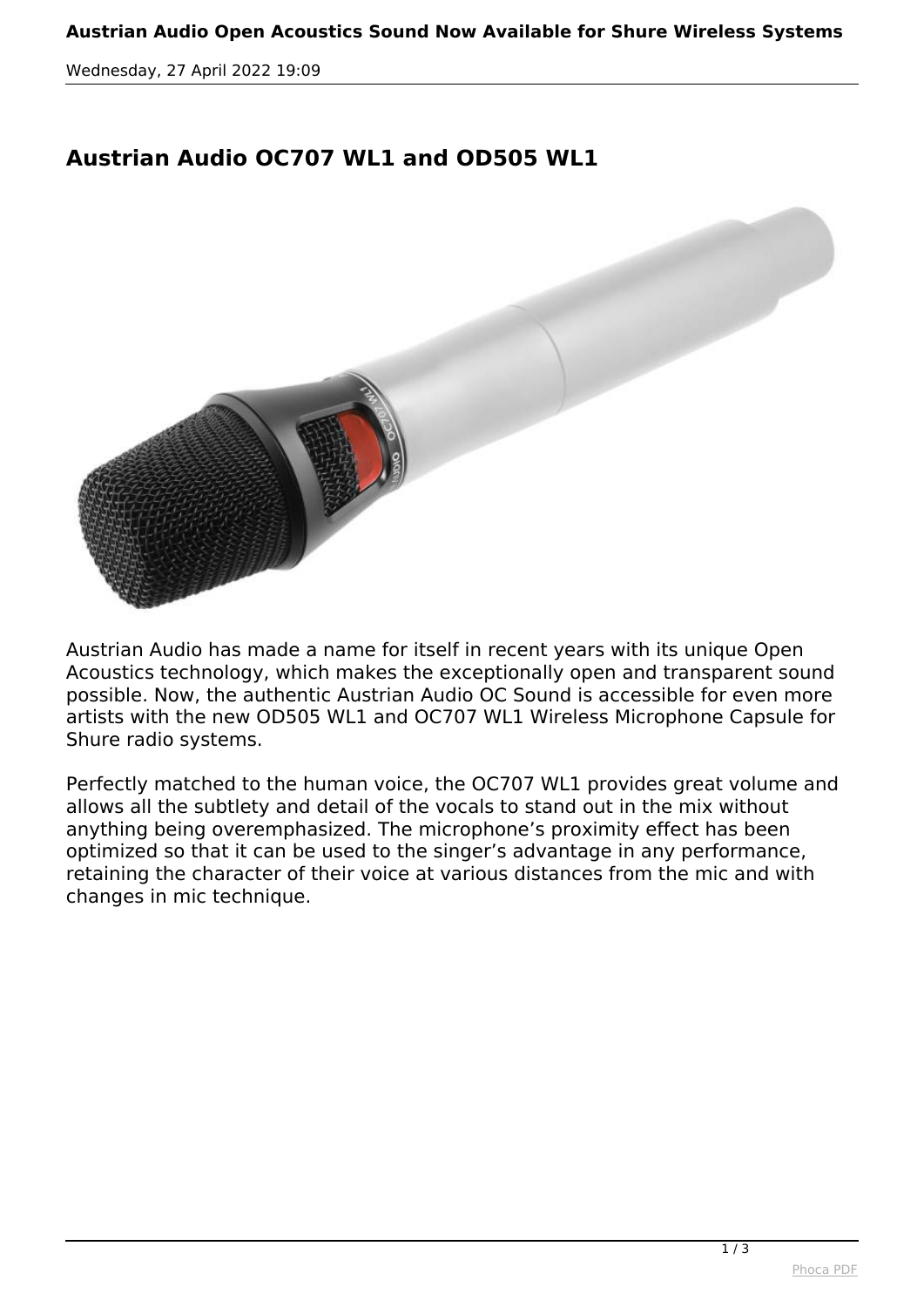## Austrian Audio OC707 WL1 and OD505 WL1

Austrian Audio has made a name for itself in recent years with its unique Open Acoustics technology, which makes the exceptionally open and transparent sound possible. Now, the authentic Austrian Audio OC Sound is accessible for even more artists with the new OD505 WL1 and OC707 WL1 Wireless Microphone Capsule for Shure radio systems.

Perfectly matched to the human voice, the OC707 WL1 provides great volume and allows all the subtlety and detail of the vocals to stand out in the mix without anything being overemphasized. The microphone's proximity effect has been optimized so that it can be used to the singer's advantage in any performance, retaining the character of their voice at various distances from the mic and with changes in mic technique.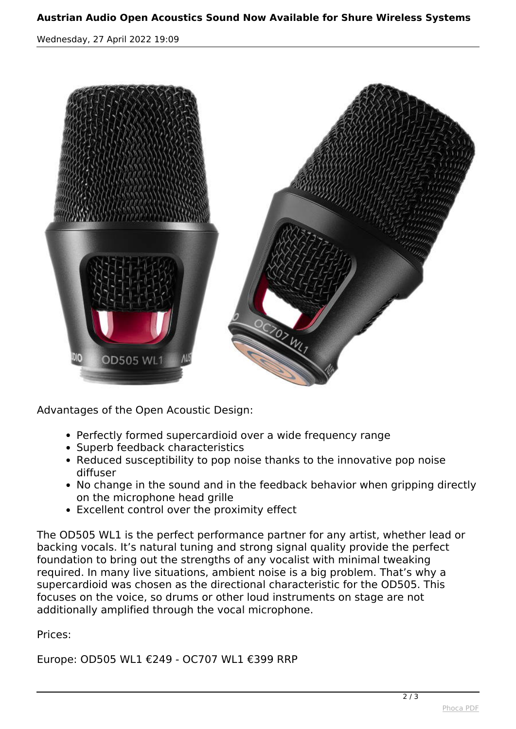Advantages of the Open Acoustic Design:

- Perfectly formed supercardioid over a wide frequency range
- Superb feedback characteristics
- Reduced susceptibility to pop noise thanks to the innovative pop noise diffuser
- No change in the sound and in the feedback behavior when gripping directly on the microphone head grille
- Excellent control over the proximity effect

The OD505 WL1 is the perfect performance partner for any artist, whether lead or backing vocals. It's natural tuning and strong signal quality provide the perfect foundation to bring out the strengths of any vocalist with minimal tweaking required. In many live situations, ambient noise is a big problem. That's why a supercardioid was chosen as the directional characteristic for the OD505. This focuses on the voice, so drums or other loud instruments on stage are not additionally amplified through the vocal microphone.

Prices:

Europe: OD505 WL1 €249 - OC707 WL1 €399 RRP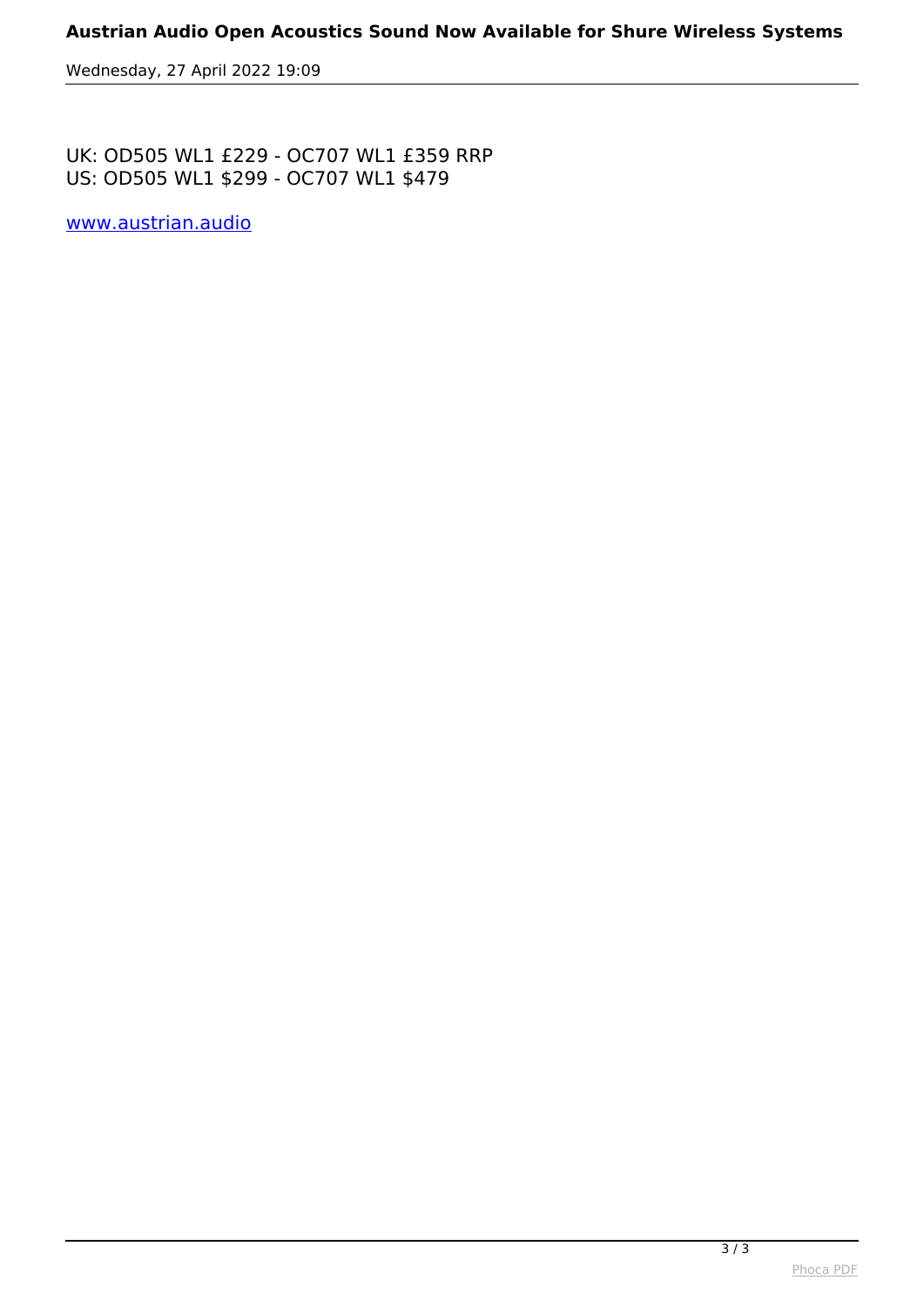UK: OD505 WL1 £229 - OC707 WL1 £359 RRP
US: OD505 WL1 $299 - OC707 WL1 $479

www.austrian.audio